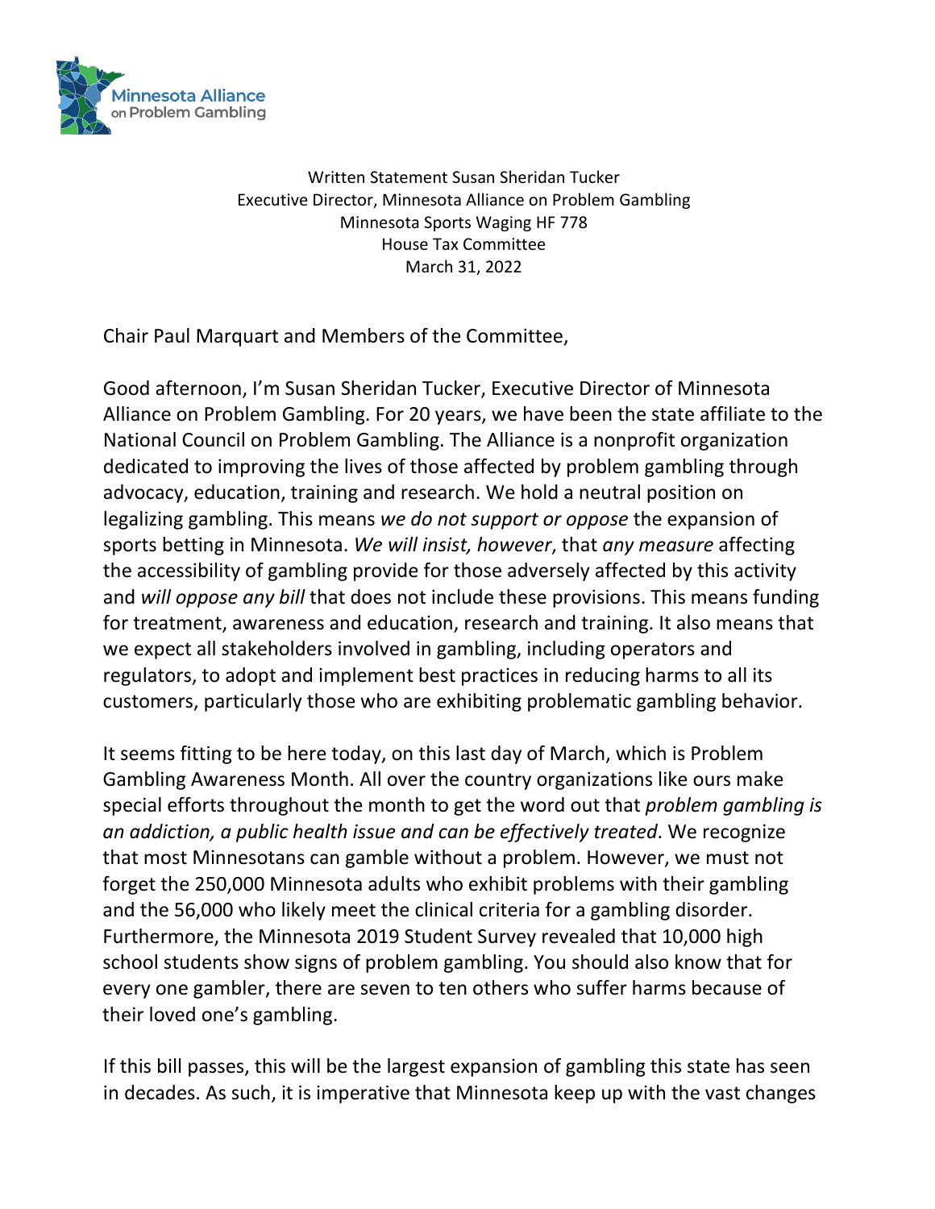Minnesota Alliance on Problem Gambling

Written Statement Susan Sheridan Tucker
Executive Director, Minnesota Alliance on Problem Gambling
Minnesota Sports Waging HF 778
House Tax Committee
March 31, 2022

Chair Paul Marquart and Members of the Committee,

Good afternoon, I'm Susan Sheridan Tucker, Executive Director of Minnesota Alliance on Problem Gambling. For 20 years, we have been the state affiliate to the National Council on Problem Gambling. The Alliance is a nonprofit organization dedicated to improving the lives of those affected by problem gambling through advocacy, education, training and research. We hold a neutral position on legalizing gambling. This means *we do not support or oppose* the expansion of sports betting in Minnesota. *We will insist, however*, that *any measure* affecting the accessibility of gambling provide for those adversely affected by this activity and *will oppose any bill* that does not include these provisions. This means funding for treatment, awareness and education, research and training. It also means that we expect all stakeholders involved in gambling, including operators and regulators, to adopt and implement best practices in reducing harms to all its customers, particularly those who are exhibiting problematic gambling behavior.

It seems fitting to be here today, on this last day of March, which is Problem Gambling Awareness Month. All over the country organizations like ours make special efforts throughout the month to get the word out that *problem gambling is an addiction, a public health issue and can be effectively treated*. We recognize that most Minnesotans can gamble without a problem. However, we must not forget the 250,000 Minnesota adults who exhibit problems with their gambling and the 56,000 who likely meet the clinical criteria for a gambling disorder. Furthermore, the Minnesota 2019 Student Survey revealed that 10,000 high school students show signs of problem gambling. You should also know that for every one gambler, there are seven to ten others who suffer harms because of their loved one's gambling.

If this bill passes, this will be the largest expansion of gambling this state has seen in decades. As such, it is imperative that Minnesota keep up with the vast changes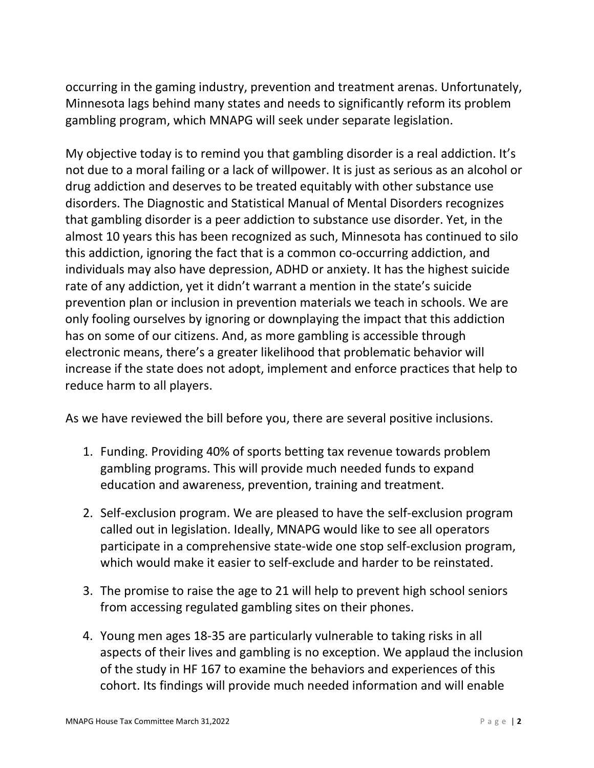occurring in the gaming industry, prevention and treatment arenas. Unfortunately, Minnesota lags behind many states and needs to significantly reform its problem gambling program, which MNAPG will seek under separate legislation.

My objective today is to remind you that gambling disorder is a real addiction. It's not due to a moral failing or a lack of willpower. It is just as serious as an alcohol or drug addiction and deserves to be treated equitably with other substance use disorders. The Diagnostic and Statistical Manual of Mental Disorders recognizes that gambling disorder is a peer addiction to substance use disorder. Yet, in the almost 10 years this has been recognized as such, Minnesota has continued to silo this addiction, ignoring the fact that is a common co-occurring addiction, and individuals may also have depression, ADHD or anxiety. It has the highest suicide rate of any addiction, yet it didn't warrant a mention in the state's suicide prevention plan or inclusion in prevention materials we teach in schools. We are only fooling ourselves by ignoring or downplaying the impact that this addiction has on some of our citizens. And, as more gambling is accessible through electronic means, there's a greater likelihood that problematic behavior will increase if the state does not adopt, implement and enforce practices that help to reduce harm to all players.

As we have reviewed the bill before you, there are several positive inclusions.

1. Funding. Providing 40% of sports betting tax revenue towards problem gambling programs. This will provide much needed funds to expand education and awareness, prevention, training and treatment.

2. Self-exclusion program. We are pleased to have the self-exclusion program called out in legislation. Ideally, MNAPG would like to see all operators participate in a comprehensive state-wide one stop self-exclusion program, which would make it easier to self-exclude and harder to be reinstated.

3. The promise to raise the age to 21 will help to prevent high school seniors from accessing regulated gambling sites on their phones.

4. Young men ages 18-35 are particularly vulnerable to taking risks in all aspects of their lives and gambling is no exception. We applaud the inclusion of the study in HF 167 to examine the behaviors and experiences of this cohort. Its findings will provide much needed information and will enable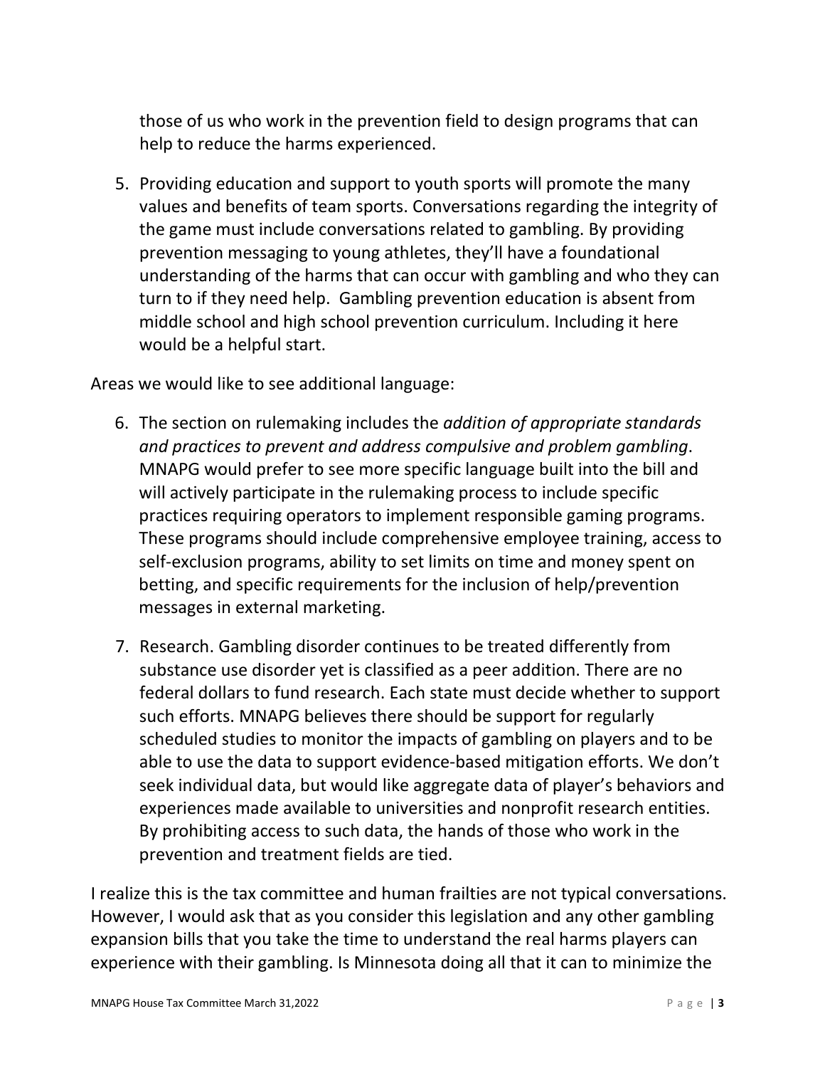those of us who work in the prevention field to design programs that can help to reduce the harms experienced.

5. Providing education and support to youth sports will promote the many values and benefits of team sports. Conversations regarding the integrity of the game must include conversations related to gambling. By providing prevention messaging to young athletes, they'll have a foundational understanding of the harms that can occur with gambling and who they can turn to if they need help. Gambling prevention education is absent from middle school and high school prevention curriculum. Including it here would be a helpful start.

Areas we would like to see additional language:

6. The section on rulemaking includes the *addition of appropriate standards and practices to prevent and address compulsive and problem gambling*. MNAPG would prefer to see more specific language built into the bill and will actively participate in the rulemaking process to include specific practices requiring operators to implement responsible gaming programs. These programs should include comprehensive employee training, access to self-exclusion programs, ability to set limits on time and money spent on betting, and specific requirements for the inclusion of help/prevention messages in external marketing.

7. Research. Gambling disorder continues to be treated differently from substance use disorder yet is classified as a peer addition. There are no federal dollars to fund research. Each state must decide whether to support such efforts. MNAPG believes there should be support for regularly scheduled studies to monitor the impacts of gambling on players and to be able to use the data to support evidence-based mitigation efforts. We don't seek individual data, but would like aggregate data of player's behaviors and experiences made available to universities and nonprofit research entities. By prohibiting access to such data, the hands of those who work in the prevention and treatment fields are tied.

I realize this is the tax committee and human frailties are not typical conversations. However, I would ask that as you consider this legislation and any other gambling expansion bills that you take the time to understand the real harms players can experience with their gambling. Is Minnesota doing all that it can to minimize the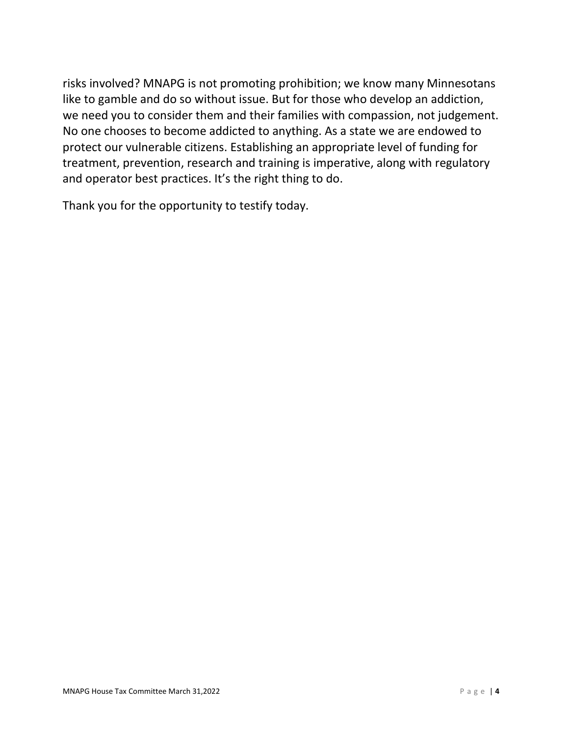risks involved? MNAPG is not promoting prohibition; we know many Minnesotans like to gamble and do so without issue. But for those who develop an addiction, we need you to consider them and their families with compassion, not judgement. No one chooses to become addicted to anything. As a state we are endowed to protect our vulnerable citizens. Establishing an appropriate level of funding for treatment, prevention, research and training is imperative, along with regulatory and operator best practices. It's the right thing to do.

Thank you for the opportunity to testify today.